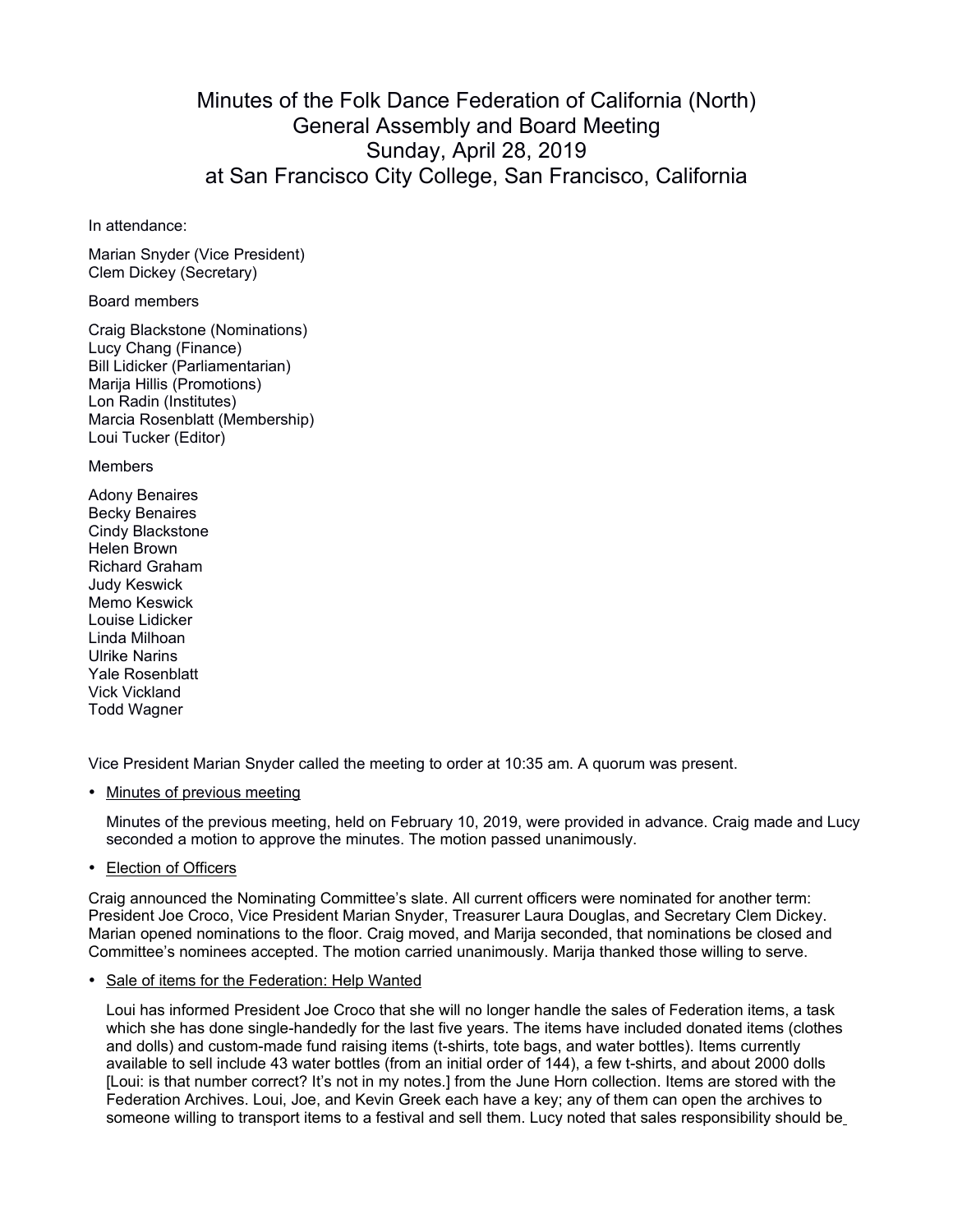# Minutes of the Folk Dance Federation of California (North) General Assembly and Board Meeting Sunday, April 28, 2019 at San Francisco City College, San Francisco, California

In attendance:

Marian Snyder (Vice President)
Clem Dickey (Secretary)

Board members

Craig Blackstone (Nominations)
Lucy Chang (Finance)
Bill Lidicker (Parliamentarian)
Marija Hillis (Promotions)
Lon Radin (Institutes)
Marcia Rosenblatt (Membership)
Loui Tucker (Editor)

Members

Adony Benaires
Becky Benaires
Cindy Blackstone
Helen Brown
Richard Graham
Judy Keswick
Memo Keswick
Louise Lidicker
Linda Milhoan
Ulrike Narins
Yale Rosenblatt
Vick Vickland
Todd Wagner

Vice President Marian Snyder called the meeting to order at 10:35 am. A quorum was present.

- <u>Minutes of previous meeting</u>

  Minutes of the previous meeting, held on February 10, 2019, were provided in advance. Craig made and Lucy seconded a motion to approve the minutes. The motion passed unanimously.

- <u>Election of Officers</u>

Craig announced the Nominating Committee's slate. All current officers were nominated for another term: President Joe Croco, Vice President Marian Snyder, Treasurer Laura Douglas, and Secretary Clem Dickey. Marian opened nominations to the floor. Craig moved, and Marija seconded, that nominations be closed and Committee's nominees accepted. The motion carried unanimously. Marija thanked those willing to serve.

- <u>Sale of items for the Federation: Help Wanted</u>

  Loui has informed President Joe Croco that she will no longer handle the sales of Federation items, a task which she has done single-handedly for the last five years. The items have included donated items (clothes and dolls) and custom-made fund raising items (t-shirts, tote bags, and water bottles). Items currently available to sell include 43 water bottles (from an initial order of 144), a few t-shirts, and about 2000 dolls [Loui: is that number correct? It's not in my notes.] from the June Horn collection. Items are stored with the Federation Archives. Loui, Joe, and Kevin Greek each have a key; any of them can open the archives to someone willing to transport items to a festival and sell them. Lucy noted that sales responsibility should be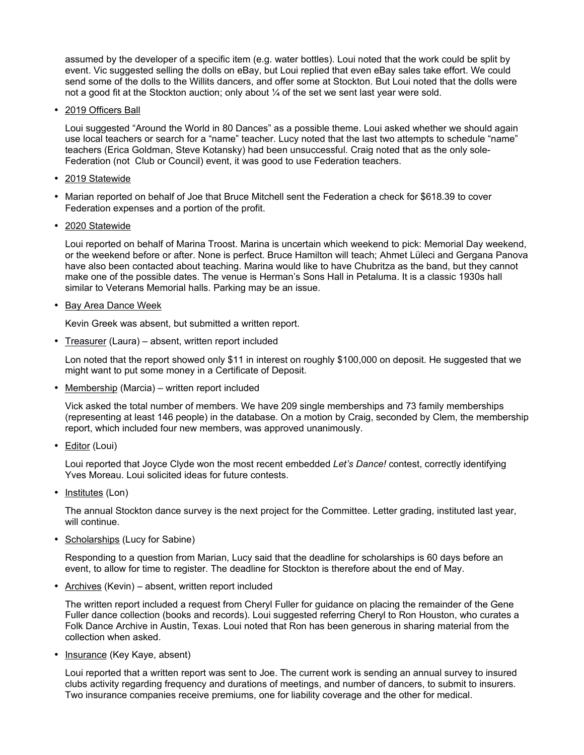assumed by the developer of a specific item (e.g. water bottles). Loui noted that the work could be split by event. Vic suggested selling the dolls on eBay, but Loui replied that even eBay sales take effort. We could send some of the dolls to the Willits dancers, and offer some at Stockton. But Loui noted that the dolls were not a good fit at the Stockton auction; only about ¼ of the set we sent last year were sold.

- 2019 Officers Ball

  Loui suggested "Around the World in 80 Dances" as a possible theme. Loui asked whether we should again use local teachers or search for a "name" teacher. Lucy noted that the last two attempts to schedule "name" teachers (Erica Goldman, Steve Kotansky) had been unsuccessful. Craig noted that as the only sole-Federation (not Club or Council) event, it was good to use Federation teachers.

- 2019 Statewide

- Marian reported on behalf of Joe that Bruce Mitchell sent the Federation a check for $618.39 to cover Federation expenses and a portion of the profit.

- 2020 Statewide

  Loui reported on behalf of Marina Troost. Marina is uncertain which weekend to pick: Memorial Day weekend, or the weekend before or after. None is perfect. Bruce Hamilton will teach; Ahmet Lüleci and Gergana Panova have also been contacted about teaching. Marina would like to have Chubritza as the band, but they cannot make one of the possible dates. The venue is Herman's Sons Hall in Petaluma. It is a classic 1930s hall similar to Veterans Memorial halls. Parking may be an issue.

- Bay Area Dance Week

  Kevin Greek was absent, but submitted a written report.

- Treasurer (Laura) – absent, written report included

  Lon noted that the report showed only $11 in interest on roughly $100,000 on deposit. He suggested that we might want to put some money in a Certificate of Deposit.

- Membership (Marcia) – written report included

  Vick asked the total number of members. We have 209 single memberships and 73 family memberships (representing at least 146 people) in the database. On a motion by Craig, seconded by Clem, the membership report, which included four new members, was approved unanimously.

- Editor (Loui)

  Loui reported that Joyce Clyde won the most recent embedded *Let's Dance!* contest, correctly identifying Yves Moreau. Loui solicited ideas for future contests.

- Institutes (Lon)

  The annual Stockton dance survey is the next project for the Committee. Letter grading, instituted last year, will continue.

- Scholarships (Lucy for Sabine)

  Responding to a question from Marian, Lucy said that the deadline for scholarships is 60 days before an event, to allow for time to register. The deadline for Stockton is therefore about the end of May.

- Archives (Kevin) – absent, written report included

  The written report included a request from Cheryl Fuller for guidance on placing the remainder of the Gene Fuller dance collection (books and records). Loui suggested referring Cheryl to Ron Houston, who curates a Folk Dance Archive in Austin, Texas. Loui noted that Ron has been generous in sharing material from the collection when asked.

- Insurance (Key Kaye, absent)

  Loui reported that a written report was sent to Joe. The current work is sending an annual survey to insured clubs activity regarding frequency and durations of meetings, and number of dancers, to submit to insurers. Two insurance companies receive premiums, one for liability coverage and the other for medical.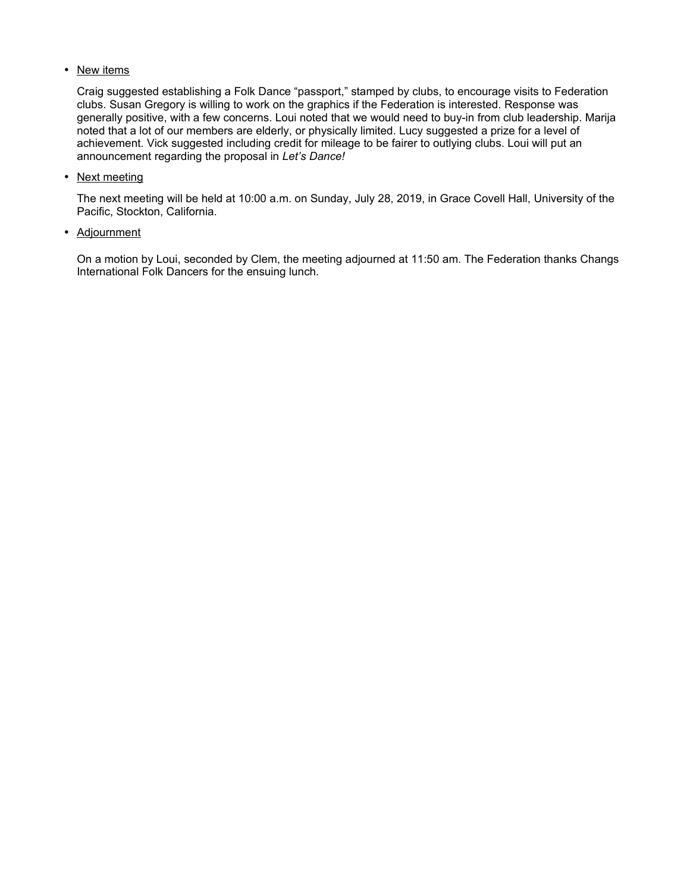- New items

  Craig suggested establishing a Folk Dance "passport," stamped by clubs, to encourage visits to Federation clubs. Susan Gregory is willing to work on the graphics if the Federation is interested. Response was generally positive, with a few concerns. Loui noted that we would need to buy-in from club leadership. Marija noted that a lot of our members are elderly, or physically limited. Lucy suggested a prize for a level of achievement. Vick suggested including credit for mileage to be fairer to outlying clubs. Loui will put an announcement regarding the proposal in *Let's Dance!*

- Next meeting

  The next meeting will be held at 10:00 a.m. on Sunday, July 28, 2019, in Grace Covell Hall, University of the Pacific, Stockton, California.

- Adjournment

  On a motion by Loui, seconded by Clem, the meeting adjourned at 11:50 am. The Federation thanks Changs International Folk Dancers for the ensuing lunch.